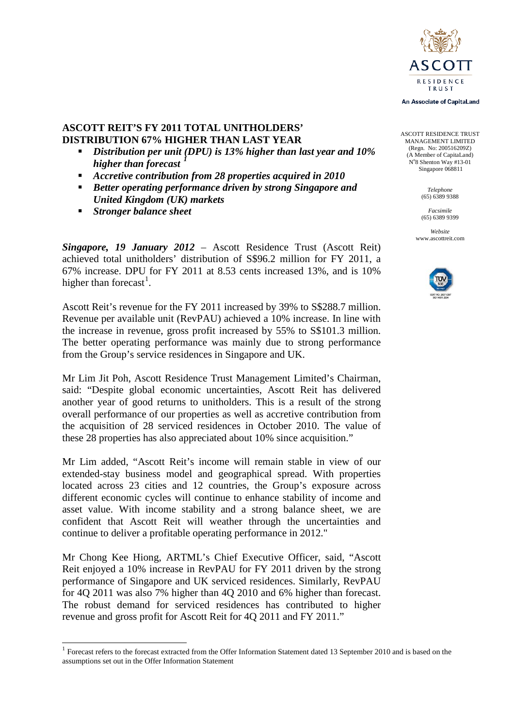ASCOTT RESIDENCE TRUST MANAGEMENT LIMITED
(Regn. No: 200516209Z)
(A Member of CapitaLand)
N°8 Shenton Way #13-01
Singapore 068811

*Telephone*
(65) 6389 9388

*Facsimile*
(65) 6389 9399

*Website*
www.ascottreit.com

# ASCOTT REIT'S FY 2011 TOTAL UNITHOLDERS' DISTRIBUTION 67% HIGHER THAN LAST YEAR

- ***Distribution per unit (DPU) is 13% higher than last year and 10% higher than forecast [1]***
- ***Accretive contribution from 28 properties acquired in 2010***
- ***Better operating performance driven by strong Singapore and United Kingdom (UK) markets***
- ***Stronger balance sheet***

***Singapore, 19 January 2012*** – Ascott Residence Trust (Ascott Reit) achieved total unitholders' distribution of S$96.2 million for FY 2011, a 67% increase. DPU for FY 2011 at 8.53 cents increased 13%, and is 10% higher than forecast[1].

Ascott Reit's revenue for the FY 2011 increased by 39% to S$288.7 million. Revenue per available unit (RevPAU) achieved a 10% increase. In line with the increase in revenue, gross profit increased by 55% to S$101.3 million. The better operating performance was mainly due to strong performance from the Group's service residences in Singapore and UK.

Mr Lim Jit Poh, Ascott Residence Trust Management Limited's Chairman, said: "Despite global economic uncertainties, Ascott Reit has delivered another year of good returns to unitholders. This is a result of the strong overall performance of our properties as well as accretive contribution from the acquisition of 28 serviced residences in October 2010. The value of these 28 properties has also appreciated about 10% since acquisition."

Mr Lim added, "Ascott Reit's income will remain stable in view of our extended-stay business model and geographical spread. With properties located across 23 cities and 12 countries, the Group's exposure across different economic cycles will continue to enhance stability of income and asset value. With income stability and a strong balance sheet, we are confident that Ascott Reit will weather through the uncertainties and continue to deliver a profitable operating performance in 2012."

Mr Chong Kee Hiong, ARTML's Chief Executive Officer, said, "Ascott Reit enjoyed a 10% increase in RevPAU for FY 2011 driven by the strong performance of Singapore and UK serviced residences. Similarly, RevPAU for 4Q 2011 was also 7% higher than 4Q 2010 and 6% higher than forecast. The robust demand for serviced residences has contributed to higher revenue and gross profit for Ascott Reit for 4Q 2011 and FY 2011."

[1] Forecast refers to the forecast extracted from the Offer Information Statement dated 13 September 2010 and is based on the assumptions set out in the Offer Information Statement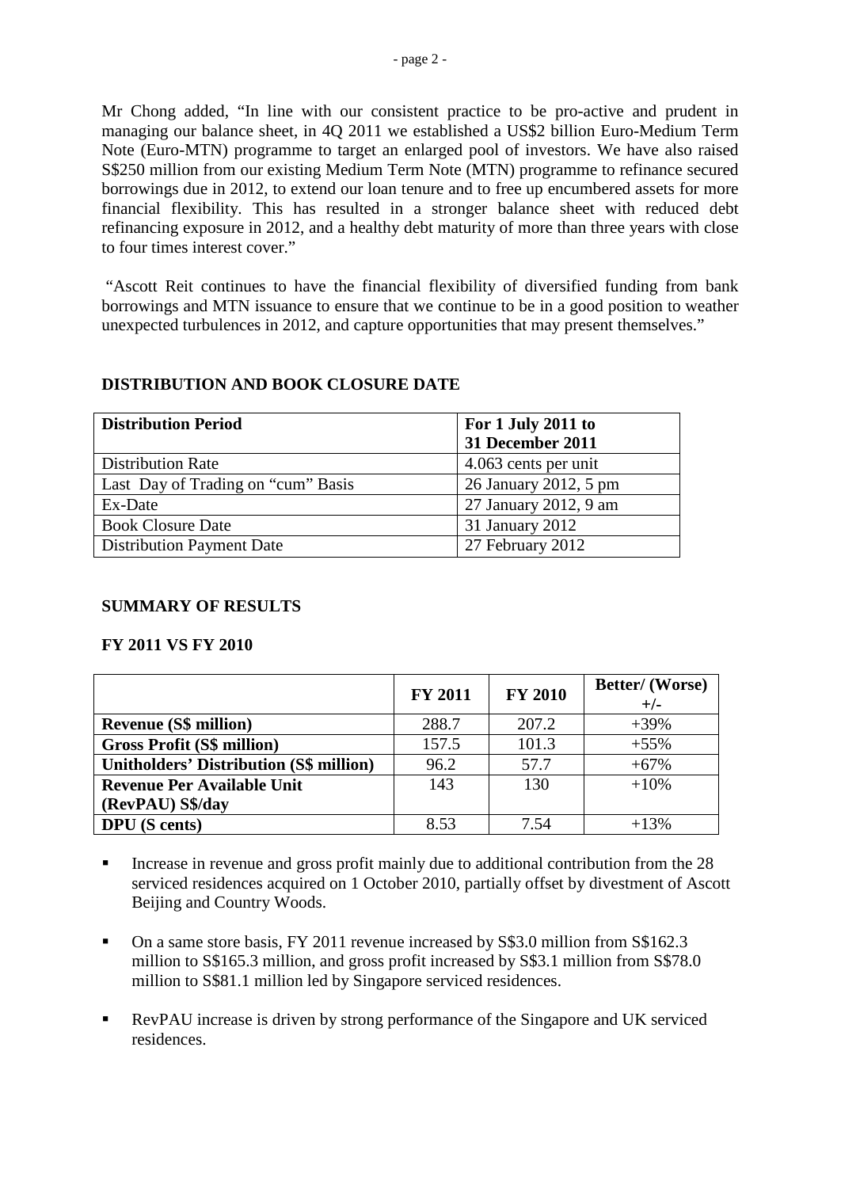Mr Chong added, "In line with our consistent practice to be pro-active and prudent in managing our balance sheet, in 4Q 2011 we established a US$2 billion Euro-Medium Term Note (Euro-MTN) programme to target an enlarged pool of investors. We have also raised S$250 million from our existing Medium Term Note (MTN) programme to refinance secured borrowings due in 2012, to extend our loan tenure and to free up encumbered assets for more financial flexibility. This has resulted in a stronger balance sheet with reduced debt refinancing exposure in 2012, and a healthy debt maturity of more than three years with close to four times interest cover."

"Ascott Reit continues to have the financial flexibility of diversified funding from bank borrowings and MTN issuance to ensure that we continue to be in a good position to weather unexpected turbulences in 2012, and capture opportunities that may present themselves."

## DISTRIBUTION AND BOOK CLOSURE DATE

| **Distribution Period** | **For 1 July 2011 to 31 December 2011** |
|---|---|
| Distribution Rate | 4.063 cents per unit |
| Last Day of Trading on "cum" Basis | 26 January 2012, 5 pm |
| Ex-Date | 27 January 2012, 9 am |
| Book Closure Date | 31 January 2012 |
| Distribution Payment Date | 27 February 2012 |

## SUMMARY OF RESULTS

### FY 2011 VS FY 2010

| | **FY 2011** | **FY 2010** | **Better/ (Worse) +/-** |
|---|---|---|---|
| **Revenue (S$ million)** | 288.7 | 207.2 | +39% |
| **Gross Profit (S$ million)** | 157.5 | 101.3 | +55% |
| **Unitholders' Distribution (S$ million)** | 96.2 | 57.7 | +67% |
| **Revenue Per Available Unit (RevPAU) S$/day** | 143 | 130 | +10% |
| **DPU (S cents)** | 8.53 | 7.54 | +13% |

- Increase in revenue and gross profit mainly due to additional contribution from the 28 serviced residences acquired on 1 October 2010, partially offset by divestment of Ascott Beijing and Country Woods.
- On a same store basis, FY 2011 revenue increased by S$3.0 million from S$162.3 million to S$165.3 million, and gross profit increased by S$3.1 million from S$78.0 million to S$81.1 million led by Singapore serviced residences.
- RevPAU increase is driven by strong performance of the Singapore and UK serviced residences.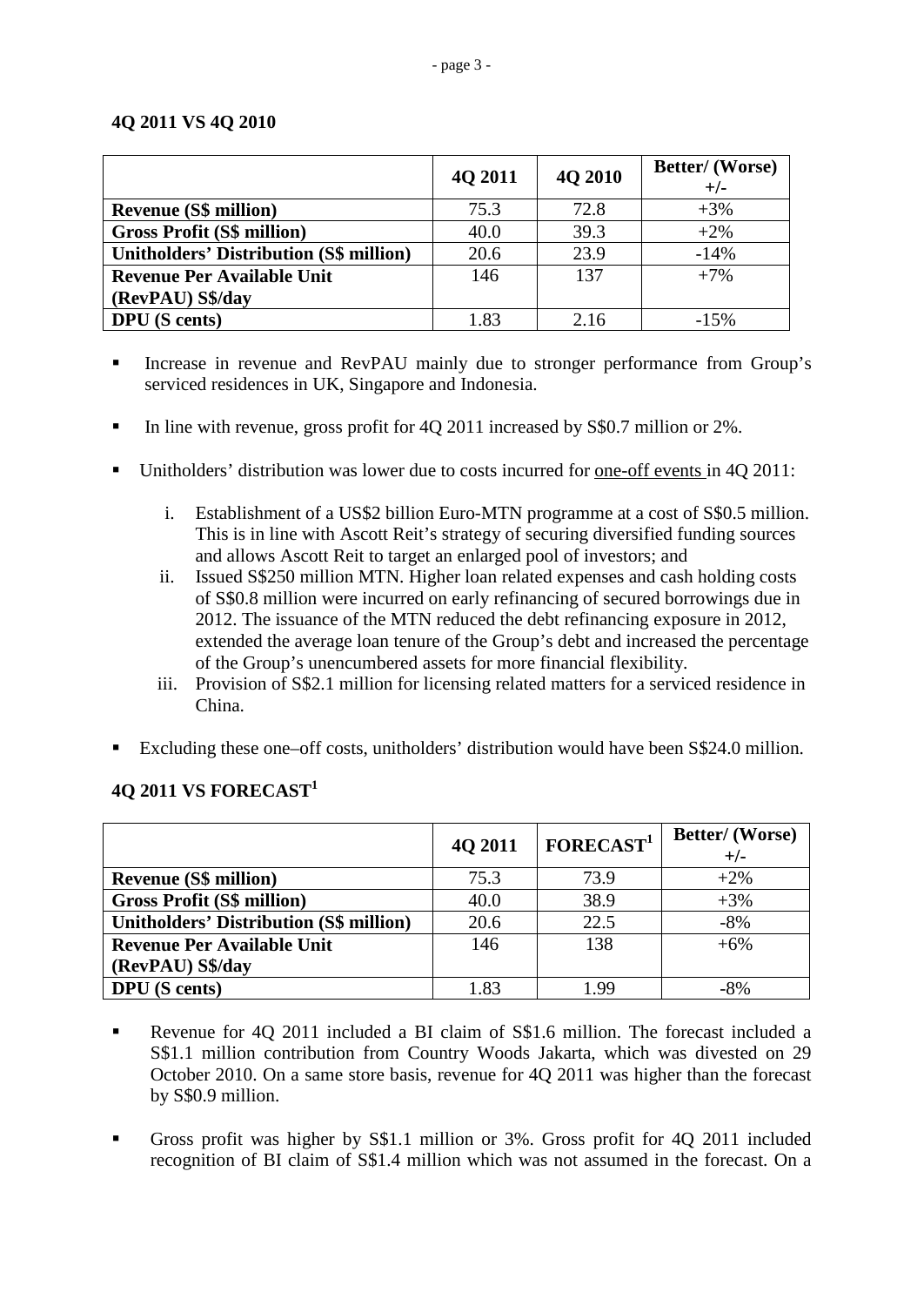### 4Q 2011 VS 4Q 2010

| | 4Q 2011 | 4Q 2010 | Better/ (Worse) +/- |
|---|---|---|---|
| **Revenue (S$ million)** | 75.3 | 72.8 | +3% |
| **Gross Profit (S$ million)** | 40.0 | 39.3 | +2% |
| **Unitholders' Distribution (S$ million)** | 20.6 | 23.9 | -14% |
| **Revenue Per Available Unit (RevPAU) S$/day** | 146 | 137 | +7% |
| **DPU (S cents)** | 1.83 | 2.16 | -15% |

- Increase in revenue and RevPAU mainly due to stronger performance from Group's serviced residences in UK, Singapore and Indonesia.
- In line with revenue, gross profit for 4Q 2011 increased by S$0.7 million or 2%.
- Unitholders' distribution was lower due to costs incurred for one-off events in 4Q 2011:
  1. Establishment of a US$2 billion Euro-MTN programme at a cost of S$0.5 million. This is in line with Ascott Reit's strategy of securing diversified funding sources and allows Ascott Reit to target an enlarged pool of investors; and
  2. Issued S$250 million MTN. Higher loan related expenses and cash holding costs of S$0.8 million were incurred on early refinancing of secured borrowings due in 2012. The issuance of the MTN reduced the debt refinancing exposure in 2012, extended the average loan tenure of the Group's debt and increased the percentage of the Group's unencumbered assets for more financial flexibility.
  3. Provision of S$2.1 million for licensing related matters for a serviced residence in China.
- Excluding these one–off costs, unitholders' distribution would have been S$24.0 million.

### 4Q 2011 VS FORECAST[1]

| | 4Q 2011 | FORECAST[1] | Better/ (Worse) +/- |
|---|---|---|---|
| **Revenue (S$ million)** | 75.3 | 73.9 | +2% |
| **Gross Profit (S$ million)** | 40.0 | 38.9 | +3% |
| **Unitholders' Distribution (S$ million)** | 20.6 | 22.5 | -8% |
| **Revenue Per Available Unit (RevPAU) S$/day** | 146 | 138 | +6% |
| **DPU (S cents)** | 1.83 | 1.99 | -8% |

- Revenue for 4Q 2011 included a BI claim of S$1.6 million. The forecast included a S$1.1 million contribution from Country Woods Jakarta, which was divested on 29 October 2010. On a same store basis, revenue for 4Q 2011 was higher than the forecast by S$0.9 million.
- Gross profit was higher by S$1.1 million or 3%. Gross profit for 4Q 2011 included recognition of BI claim of S$1.4 million which was not assumed in the forecast. On a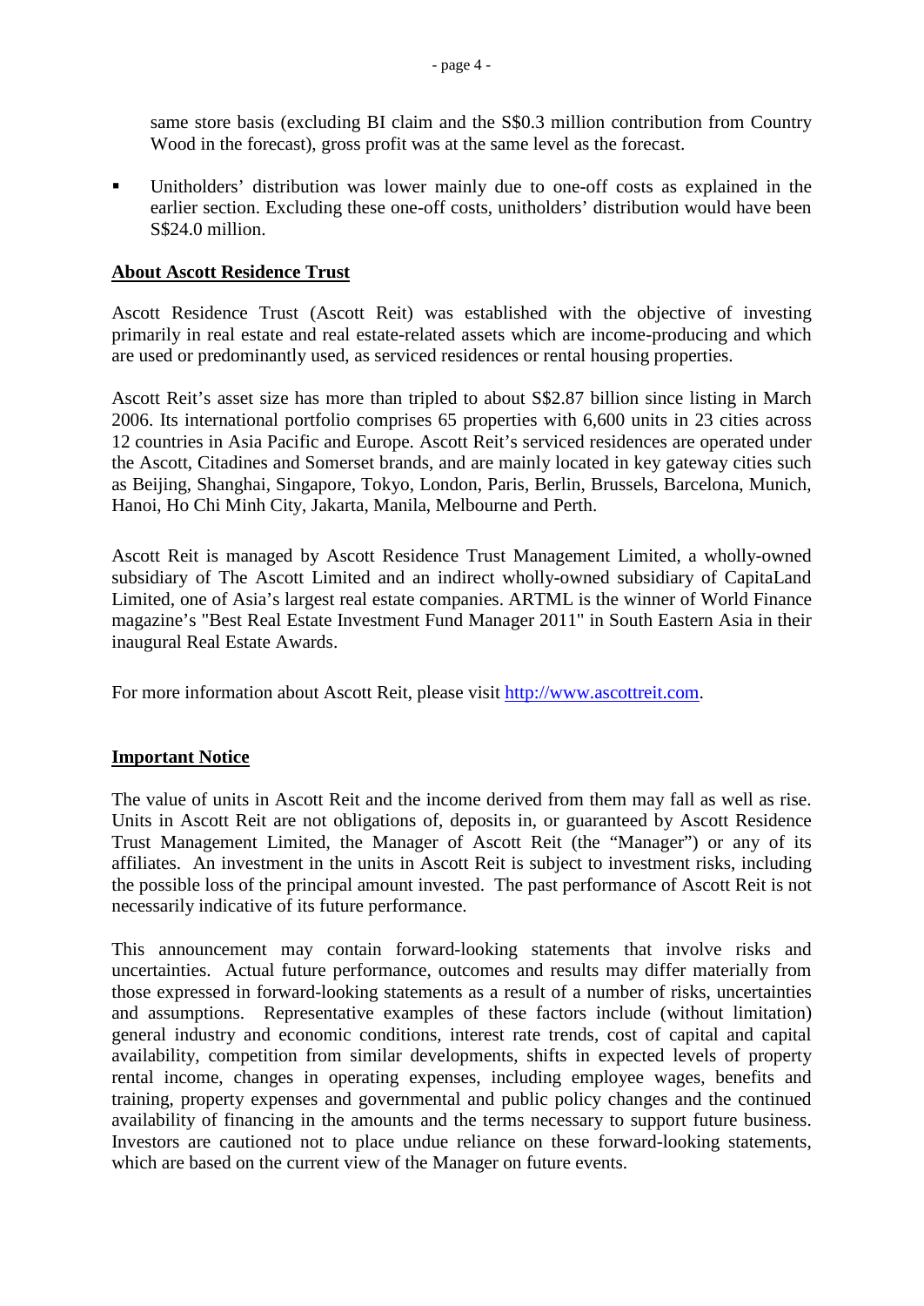same store basis (excluding BI claim and the S$0.3 million contribution from Country Wood in the forecast), gross profit was at the same level as the forecast.

- Unitholders' distribution was lower mainly due to one-off costs as explained in the earlier section. Excluding these one-off costs, unitholders' distribution would have been S$24.0 million.

## About Ascott Residence Trust

Ascott Residence Trust (Ascott Reit) was established with the objective of investing primarily in real estate and real estate-related assets which are income-producing and which are used or predominantly used, as serviced residences or rental housing properties.

Ascott Reit's asset size has more than tripled to about S$2.87 billion since listing in March 2006. Its international portfolio comprises 65 properties with 6,600 units in 23 cities across 12 countries in Asia Pacific and Europe. Ascott Reit's serviced residences are operated under the Ascott, Citadines and Somerset brands, and are mainly located in key gateway cities such as Beijing, Shanghai, Singapore, Tokyo, London, Paris, Berlin, Brussels, Barcelona, Munich, Hanoi, Ho Chi Minh City, Jakarta, Manila, Melbourne and Perth.

Ascott Reit is managed by Ascott Residence Trust Management Limited, a wholly-owned subsidiary of The Ascott Limited and an indirect wholly-owned subsidiary of CapitaLand Limited, one of Asia's largest real estate companies. ARTML is the winner of World Finance magazine's "Best Real Estate Investment Fund Manager 2011" in South Eastern Asia in their inaugural Real Estate Awards.

For more information about Ascott Reit, please visit http://www.ascottreit.com.

## Important Notice

The value of units in Ascott Reit and the income derived from them may fall as well as rise. Units in Ascott Reit are not obligations of, deposits in, or guaranteed by Ascott Residence Trust Management Limited, the Manager of Ascott Reit (the "Manager") or any of its affiliates. An investment in the units in Ascott Reit is subject to investment risks, including the possible loss of the principal amount invested. The past performance of Ascott Reit is not necessarily indicative of its future performance.

This announcement may contain forward-looking statements that involve risks and uncertainties. Actual future performance, outcomes and results may differ materially from those expressed in forward-looking statements as a result of a number of risks, uncertainties and assumptions. Representative examples of these factors include (without limitation) general industry and economic conditions, interest rate trends, cost of capital and capital availability, competition from similar developments, shifts in expected levels of property rental income, changes in operating expenses, including employee wages, benefits and training, property expenses and governmental and public policy changes and the continued availability of financing in the amounts and the terms necessary to support future business. Investors are cautioned not to place undue reliance on these forward-looking statements, which are based on the current view of the Manager on future events.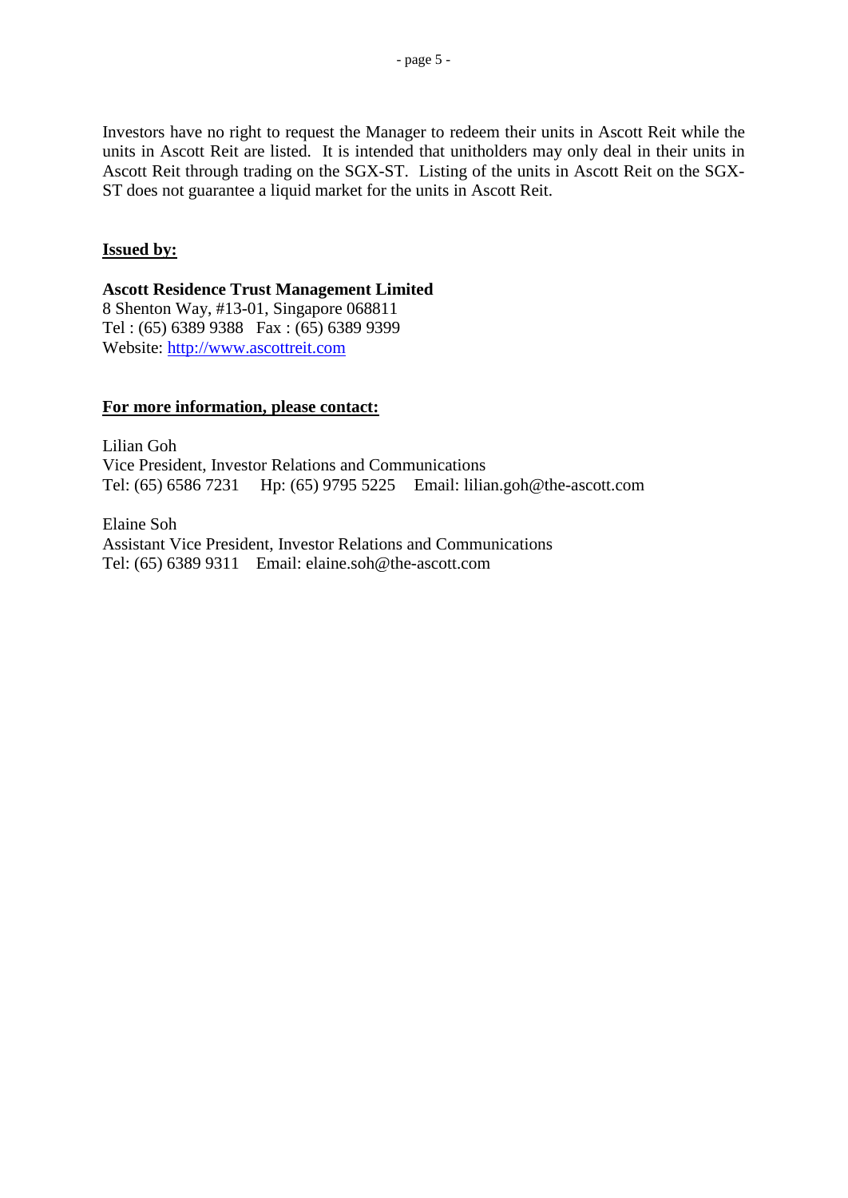Investors have no right to request the Manager to redeem their units in Ascott Reit while the units in Ascott Reit are listed. It is intended that unitholders may only deal in their units in Ascott Reit through trading on the SGX-ST. Listing of the units in Ascott Reit on the SGX-ST does not guarantee a liquid market for the units in Ascott Reit.

**Issued by:**

**Ascott Residence Trust Management Limited**
8 Shenton Way, #13-01, Singapore 068811
Tel : (65) 6389 9388 Fax : (65) 6389 9399
Website: http://www.ascottreit.com

**For more information, please contact:**

Lilian Goh
Vice President, Investor Relations and Communications
Tel: (65) 6586 7231 Hp: (65) 9795 5225 Email: lilian.goh@the-ascott.com

Elaine Soh
Assistant Vice President, Investor Relations and Communications
Tel: (65) 6389 9311 Email: elaine.soh@the-ascott.com